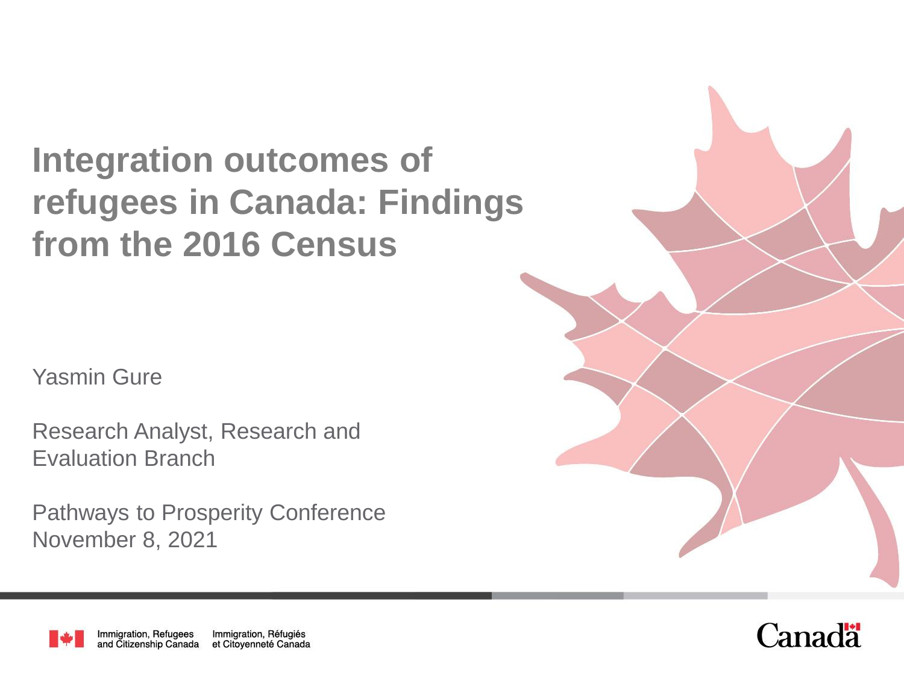# Integration outcomes of refugees in Canada: Findings from the 2016 Census

Yasmin Gure

Research Analyst, Research and Evaluation Branch

Pathways to Prosperity Conference
November 8, 2021

Immigration, Refugees and Citizenship Canada | Immigration, Réfugiés et Citoyenneté Canada

Canada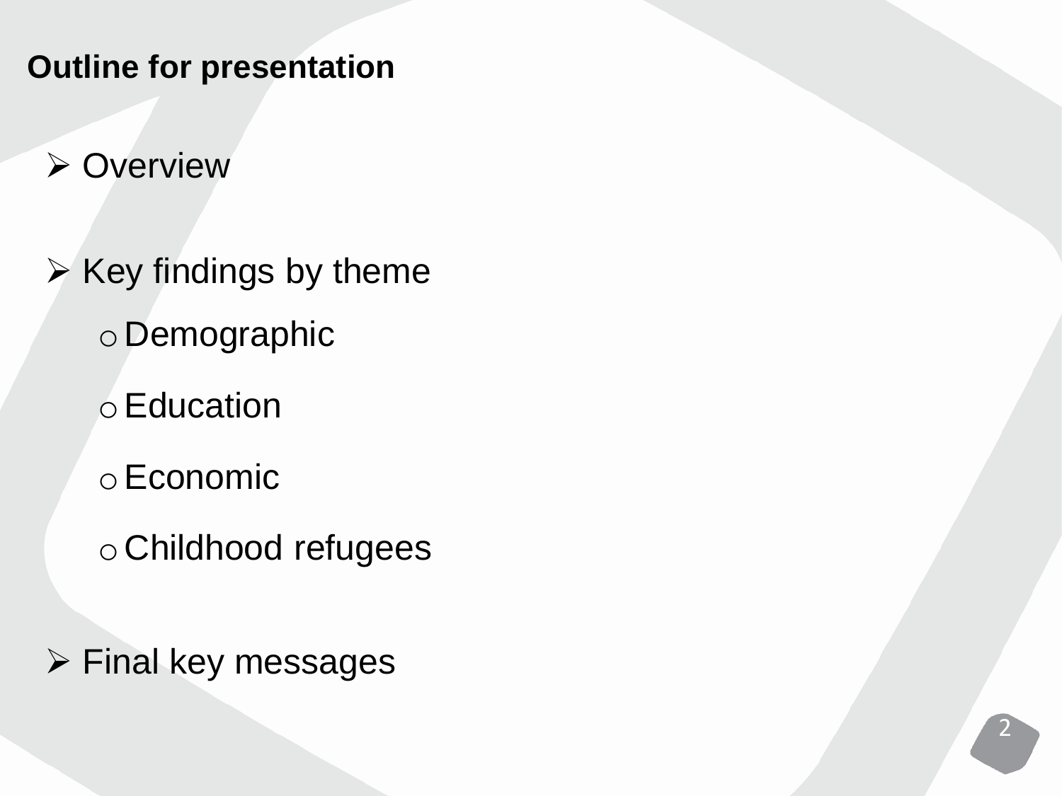## Outline for presentation

- Overview
- Key findings by theme
    - Demographic
    - Education
    - Economic
    - Childhood refugees
- Final key messages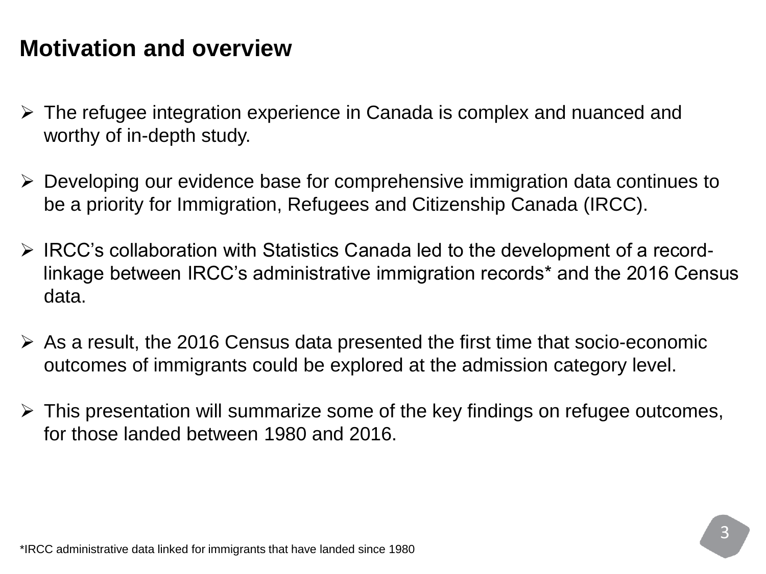# Motivation and overview

- The refugee integration experience in Canada is complex and nuanced and worthy of in-depth study.

- Developing our evidence base for comprehensive immigration data continues to be a priority for Immigration, Refugees and Citizenship Canada (IRCC).

- IRCC's collaboration with Statistics Canada led to the development of a record-linkage between IRCC's administrative immigration records* and the 2016 Census data.

- As a result, the 2016 Census data presented the first time that socio-economic outcomes of immigrants could be explored at the admission category level.

- This presentation will summarize some of the key findings on refugee outcomes, for those landed between 1980 and 2016.

*IRCC administrative data linked for immigrants that have landed since 1980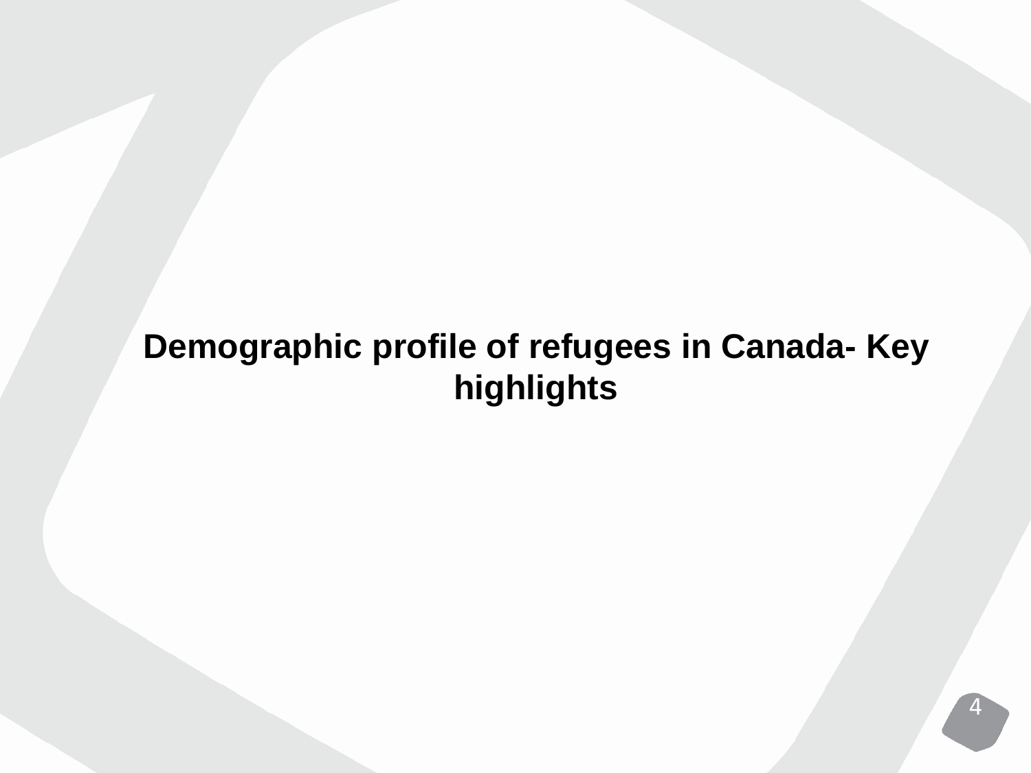# Demographic profile of refugees in Canada- Key highlights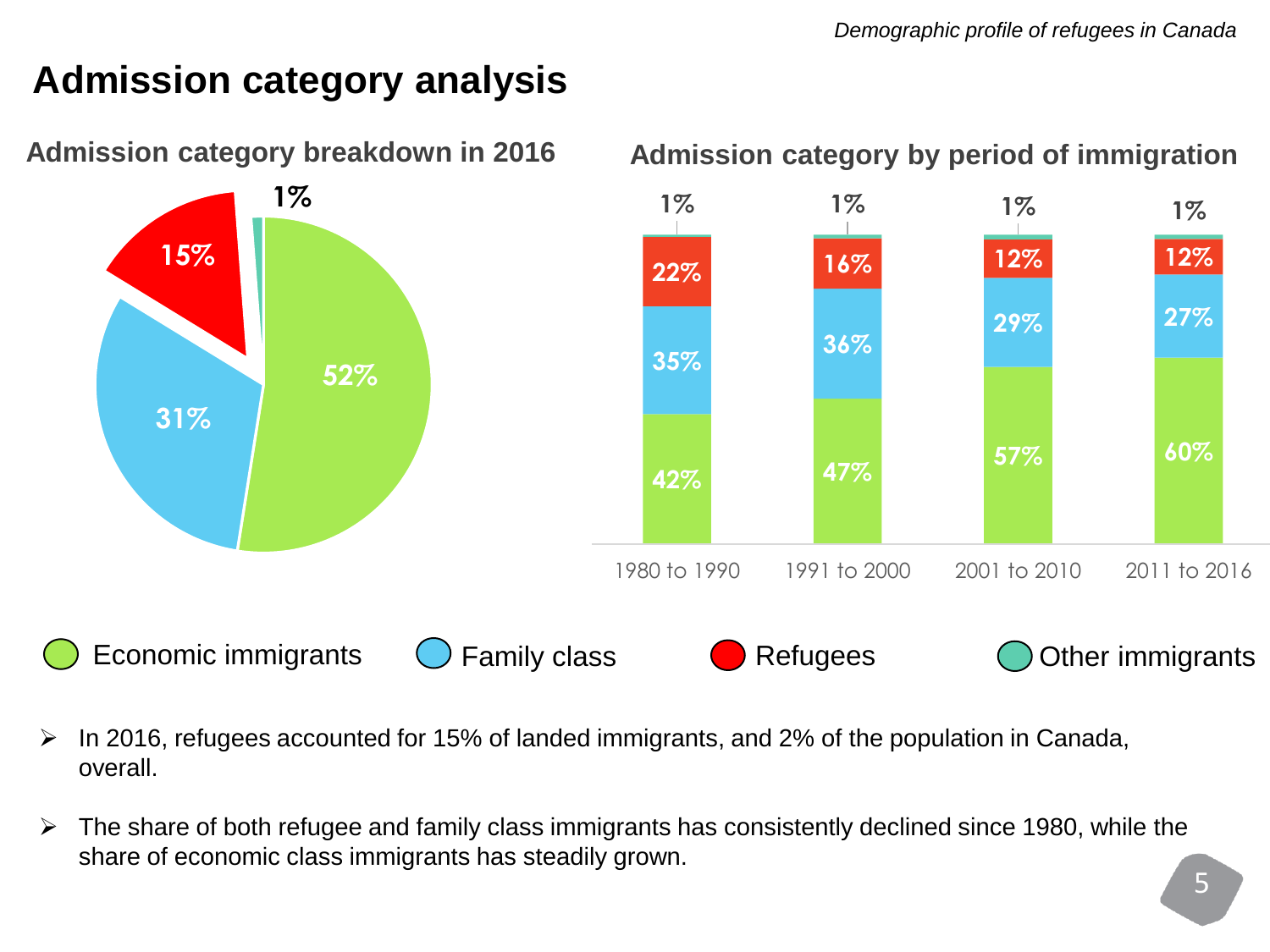# Admission category analysis

## Admission category breakdown in 2016

| Category | Share |
|---|---|
| Economic immigrants | 52% |
| Family class | 31% |
| Refugees | 15% |
| Other immigrants | 1% |

## Admission category by period of immigration

| Category | 1980 to 1990 | 1991 to 2000 | 2001 to 2010 | 2011 to 2016 |
|---|---|---|---|---|
| Economic immigrants | 42% | 47% | 57% | 60% |
| Family class | 35% | 36% | 29% | 27% |
| Refugees | 22% | 16% | 12% | 12% |
| Other immigrants | 1% | 1% | 1% | 1% |

- In 2016, refugees accounted for 15% of landed immigrants, and 2% of the population in Canada, overall.
- The share of both refugee and family class immigrants has consistently declined since 1980, while the share of economic class immigrants has steadily grown.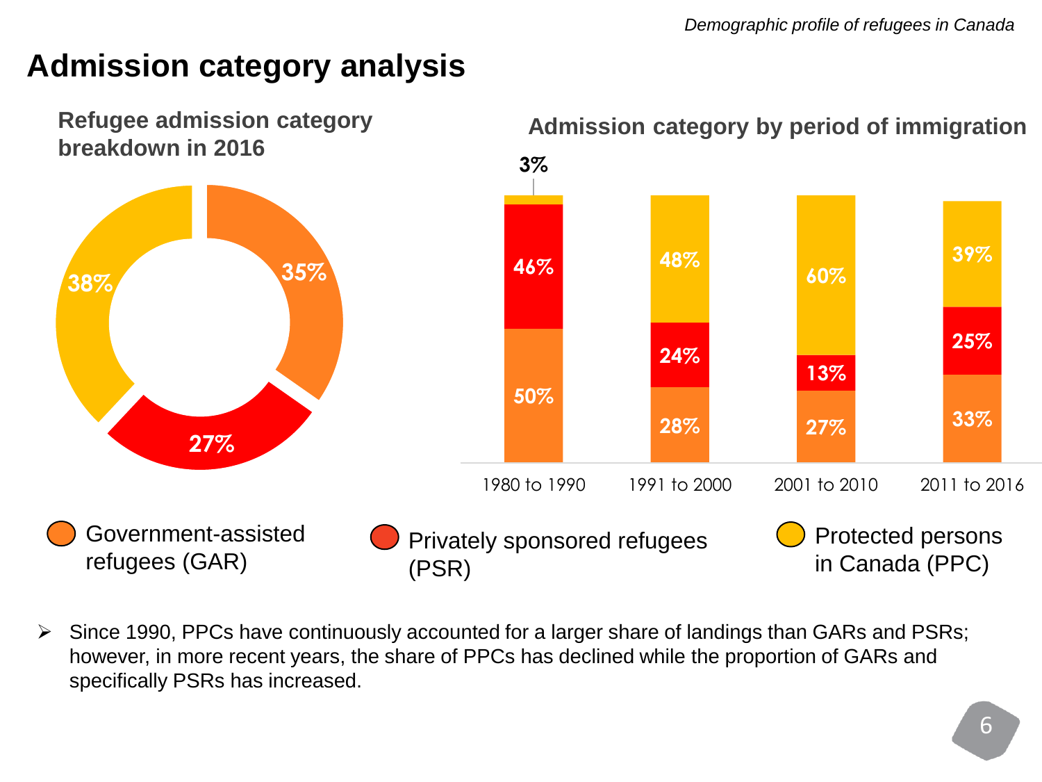# Admission category analysis

## Refugee admission category breakdown in 2016

| Category | Share |
| --- | --- |
| Government-assisted refugees (GAR) | 35% |
| Privately sponsored refugees (PSR) | 27% |
| Protected persons in Canada (PPC) | 38% |

## Admission category by period of immigration

| Period | Government-assisted refugees (GAR) | Privately sponsored refugees (PSR) | Protected persons in Canada (PPC) |
| --- | --- | --- | --- |
| 1980 to 1990 | 50% | 46% | 3% |
| 1991 to 2000 | 28% | 24% | 48% |
| 2001 to 2010 | 27% | 13% | 60% |
| 2011 to 2016 | 33% | 25% | 39% |

- Since 1990, PPCs have continuously accounted for a larger share of landings than GARs and PSRs; however, in more recent years, the share of PPCs has declined while the proportion of GARs and specifically PSRs has increased.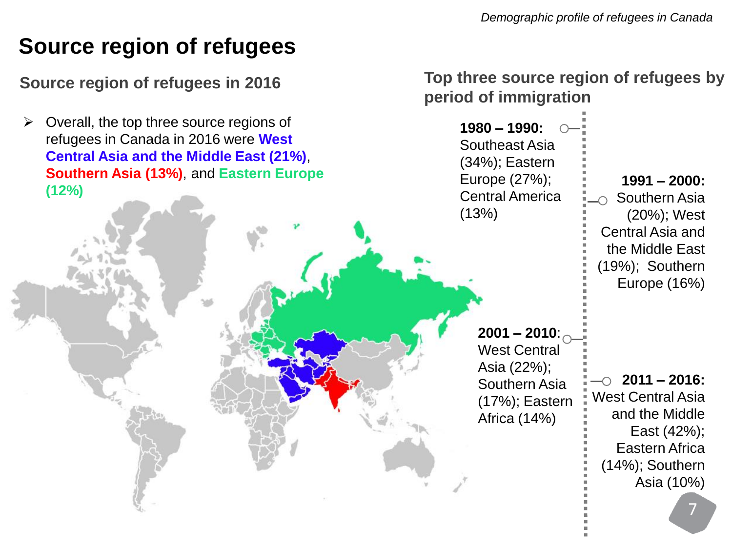# Source region of refugees

## Source region of refugees in 2016

- Overall, the top three source regions of refugees in Canada in 2016 were **West Central Asia and the Middle East (21%)**, **Southern Asia (13%)**, and **Eastern Europe (12%)**

## Top three source region of refugees by period of immigration

**1980 – 1990:** Southeast Asia (34%); Eastern Europe (27%); Central America (13%)

**1991 – 2000:** Southern Asia (20%); West Central Asia and the Middle East (19%); Southern Europe (16%)

**2001 – 2010**: West Central Asia (22%); Southern Asia (17%); Eastern Africa (14%)

**2011 – 2016:** West Central Asia and the Middle East (42%); Eastern Africa (14%); Southern Asia (10%)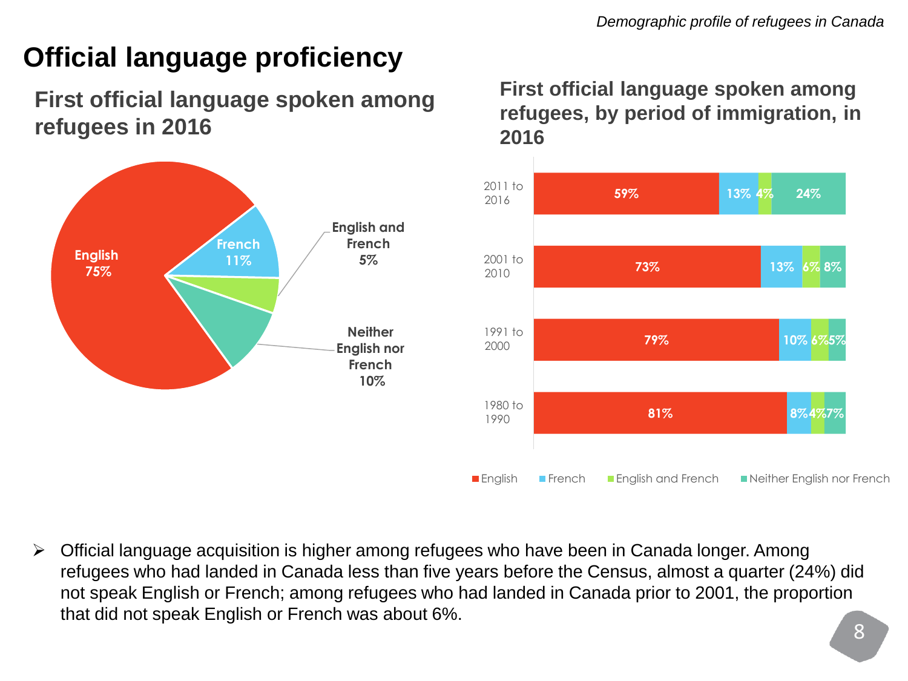# Official language proficiency

## First official language spoken among refugees in 2016

| First official language spoken | Percentage |
|---|---|
| English | 75% |
| French | 11% |
| English and French | 5% |
| Neither English nor French | 10% |

## First official language spoken among refugees, by period of immigration, in 2016

| Period of immigration | English | French | English and French | Neither English nor French |
|---|---|---|---|---|
| 2011 to 2016 | 59% | 13% | 4% | 24% |
| 2001 to 2010 | 73% | 13% | 6% | 8% |
| 1991 to 2000 | 79% | 10% | 6% | 5% |
| 1980 to 1990 | 81% | 8% | 4% | 7% |

- Official language acquisition is higher among refugees who have been in Canada longer. Among refugees who had landed in Canada less than five years before the Census, almost a quarter (24%) did not speak English or French; among refugees who had landed in Canada prior to 2001, the proportion that did not speak English or French was about 6%.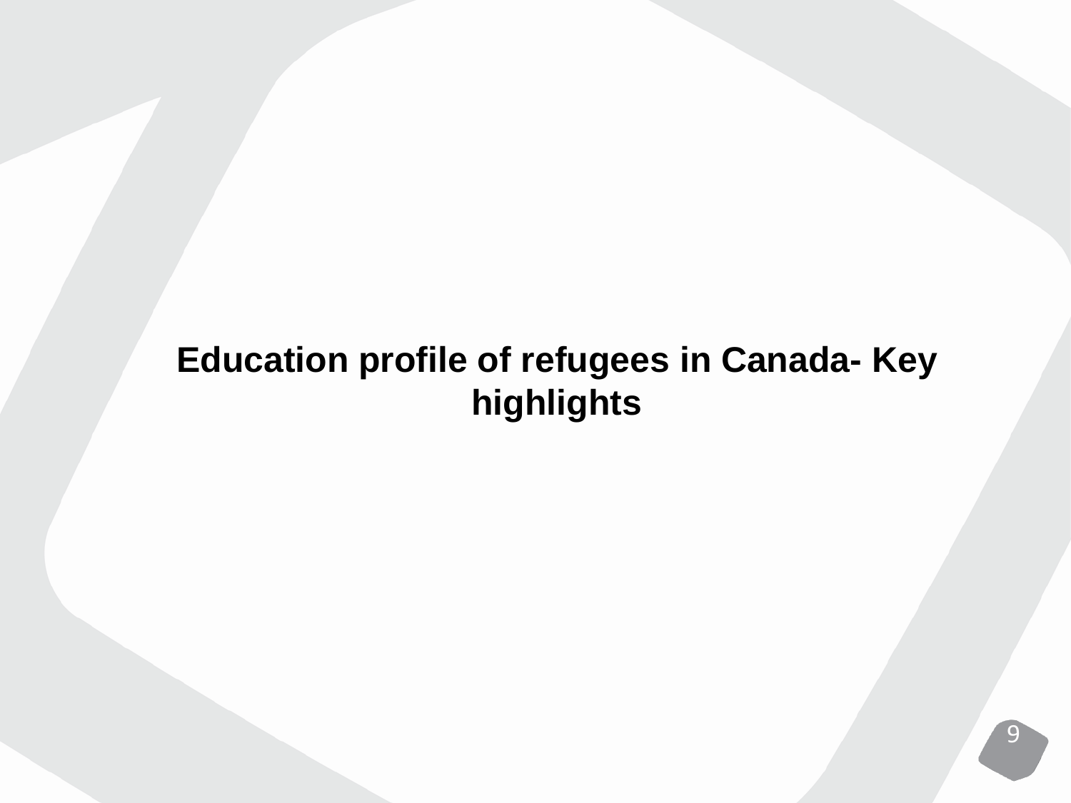# Education profile of refugees in Canada- Key highlights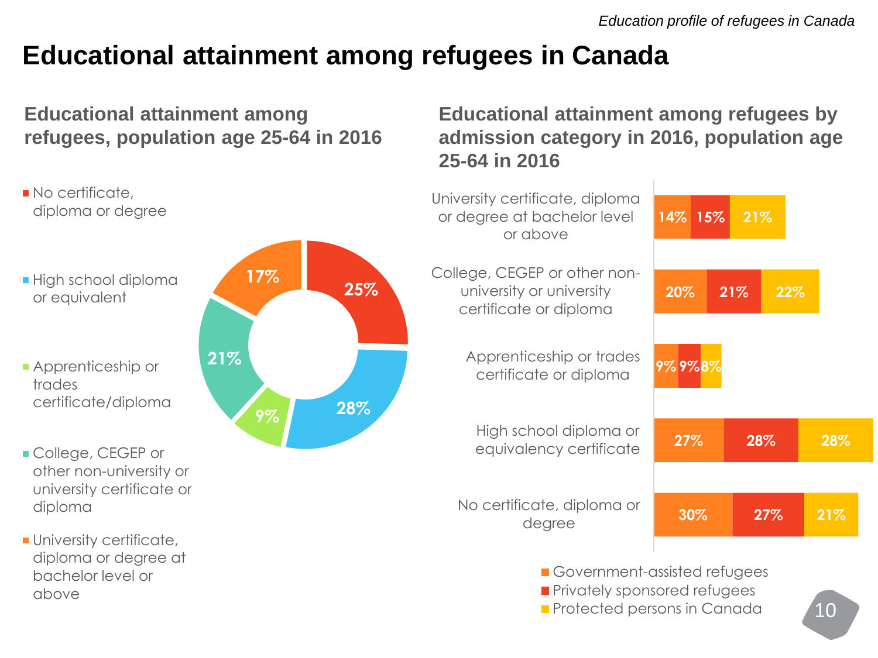# Educational attainment among refugees in Canada

## Educational attainment among refugees, population age 25-64 in 2016

| Educational attainment | Share |
|---|---|
| No certificate, diploma or degree | 25% |
| High school diploma or equivalent | 28% |
| Apprenticeship or trades certificate/diploma | 9% |
| College, CEGEP or other non-university or university certificate or diploma | 21% |
| University certificate, diploma or degree at bachelor level or above | 17% |

## Educational attainment among refugees by admission category in 2016, population age 25-64 in 2016

| Educational attainment | Government-assisted refugees | Privately sponsored refugees | Protected persons in Canada |
|---|---|---|---|
| University certificate, diploma or degree at bachelor level or above | 14% | 15% | 21% |
| College, CEGEP or other non-university or university certificate or diploma | 20% | 21% | 22% |
| Apprenticeship or trades certificate or diploma | 9% | 9% | 8% |
| High school diploma or equivalency certificate | 27% | 28% | 28% |
| No certificate, diploma or degree | 30% | 27% | 21% |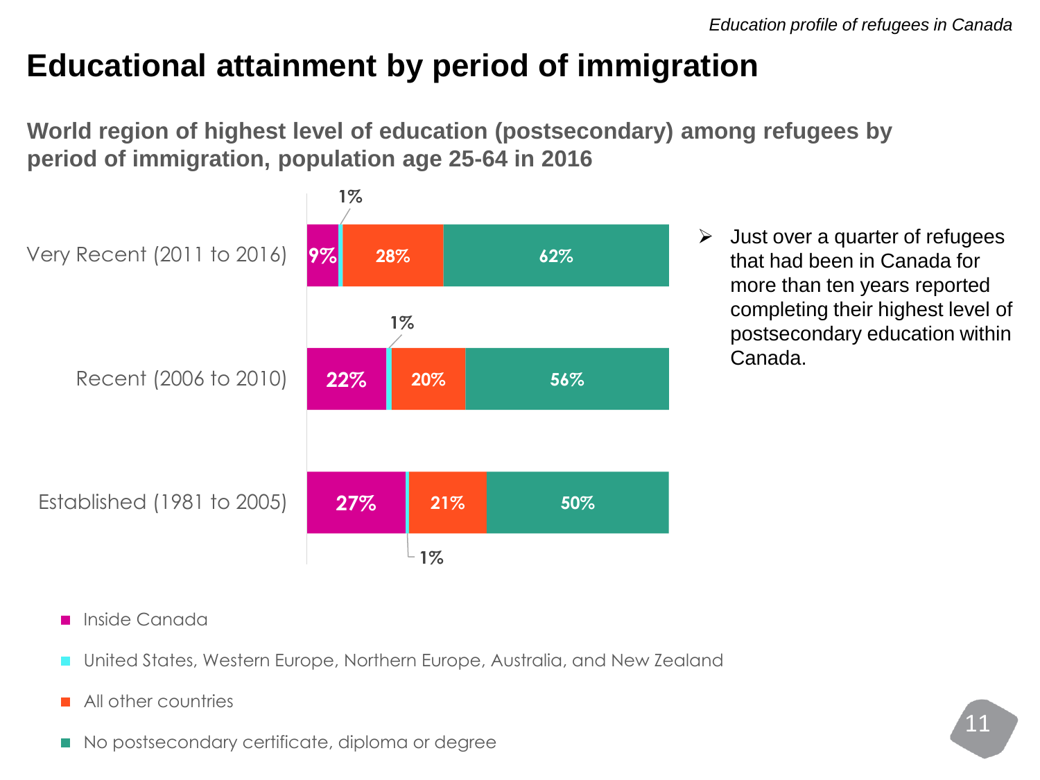# Educational attainment by period of immigration

## World region of highest level of education (postsecondary) among refugees by period of immigration, population age 25-64 in 2016

| Period of immigration | Inside Canada | United States, Western Europe, Northern Europe, Australia, and New Zealand | All other countries | No postsecondary certificate, diploma or degree |
|---|---|---|---|---|
| Very Recent (2011 to 2016) | 9% | 1% | 28% | 62% |
| Recent (2006 to 2010) | 22% | 1% | 20% | 56% |
| Established (1981 to 2005) | 27% | 1% | 21% | 50% |

- Just over a quarter of refugees that had been in Canada for more than ten years reported completing their highest level of postsecondary education within Canada.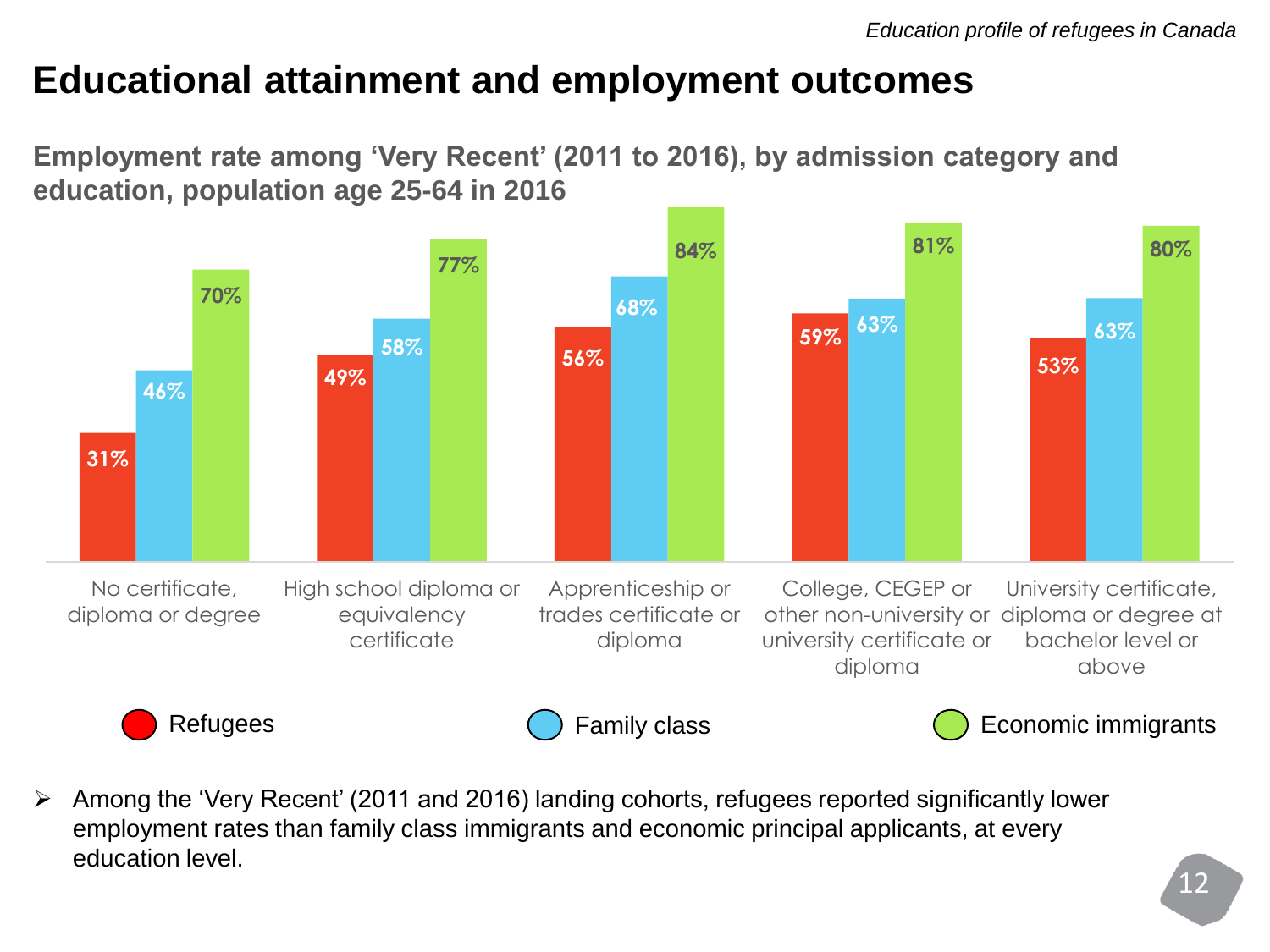# Educational attainment and employment outcomes

**Employment rate among 'Very Recent' (2011 to 2016), by admission category and education, population age 25-64 in 2016**

| Education | Refugees | Family class | Economic immigrants |
|---|---|---|---|
| No certificate, diploma or degree | 31% | 46% | 70% |
| High school diploma or equivalency certificate | 49% | 58% | 77% |
| Apprenticeship or trades certificate or diploma | 56% | 68% | 84% |
| College, CEGEP or other non-university or university certificate or diploma | 59% | 63% | 81% |
| University certificate, diploma or degree at bachelor level or above | 53% | 63% | 80% |

- Among the 'Very Recent' (2011 and 2016) landing cohorts, refugees reported significantly lower employment rates than family class immigrants and economic principal applicants, at every education level.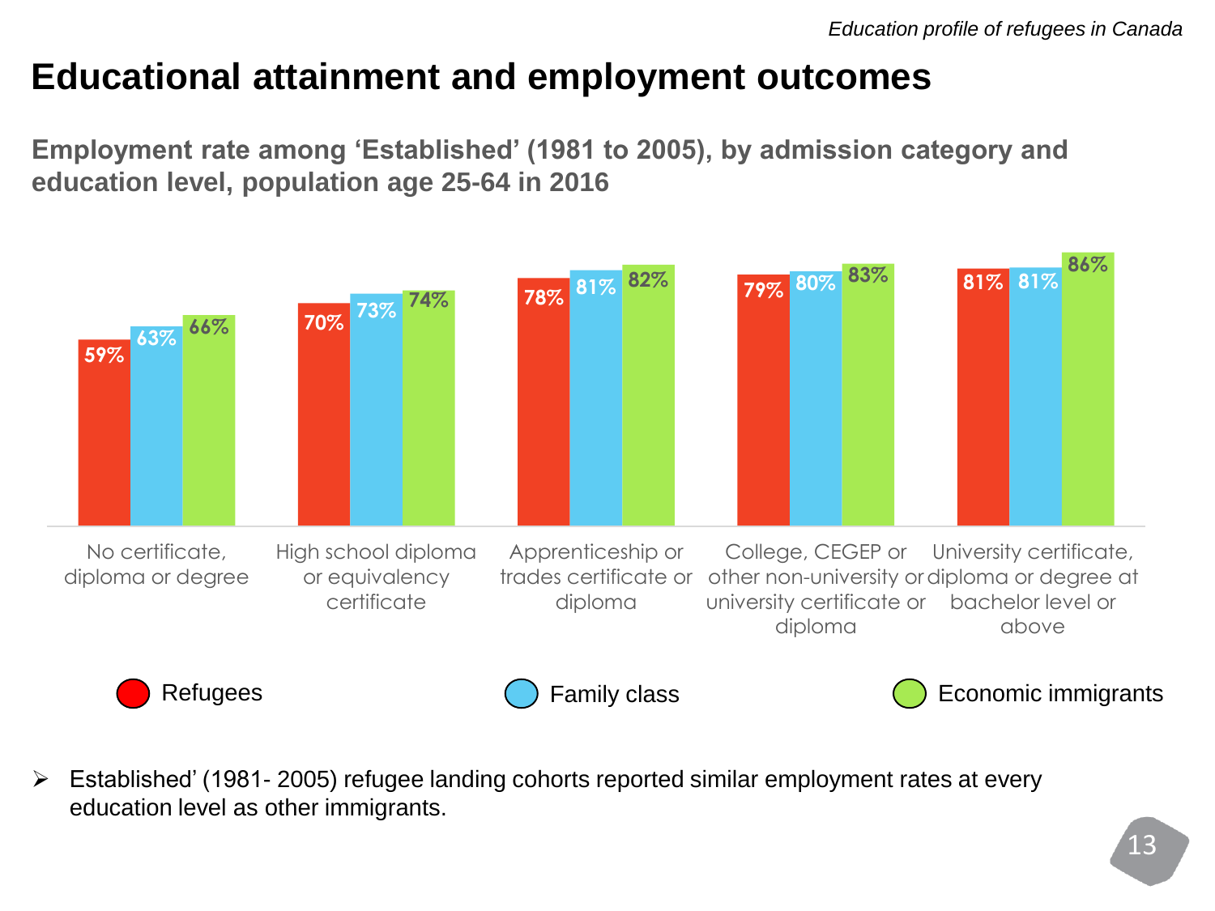# Educational attainment and employment outcomes

**Employment rate among 'Established' (1981 to 2005), by admission category and education level, population age 25-64 in 2016**

| Education level | Refugees | Family class | Economic immigrants |
|---|---|---|---|
| No certificate, diploma or degree | 59% | 63% | 66% |
| High school diploma or equivalency certificate | 70% | 73% | 74% |
| Apprenticeship or trades certificate or diploma | 78% | 81% | 82% |
| College, CEGEP or other non-university or university certificate or diploma | 79% | 80% | 83% |
| University certificate, diploma or degree at bachelor level or above | 81% | 81% | 86% |

- Established' (1981- 2005) refugee landing cohorts reported similar employment rates at every education level as other immigrants.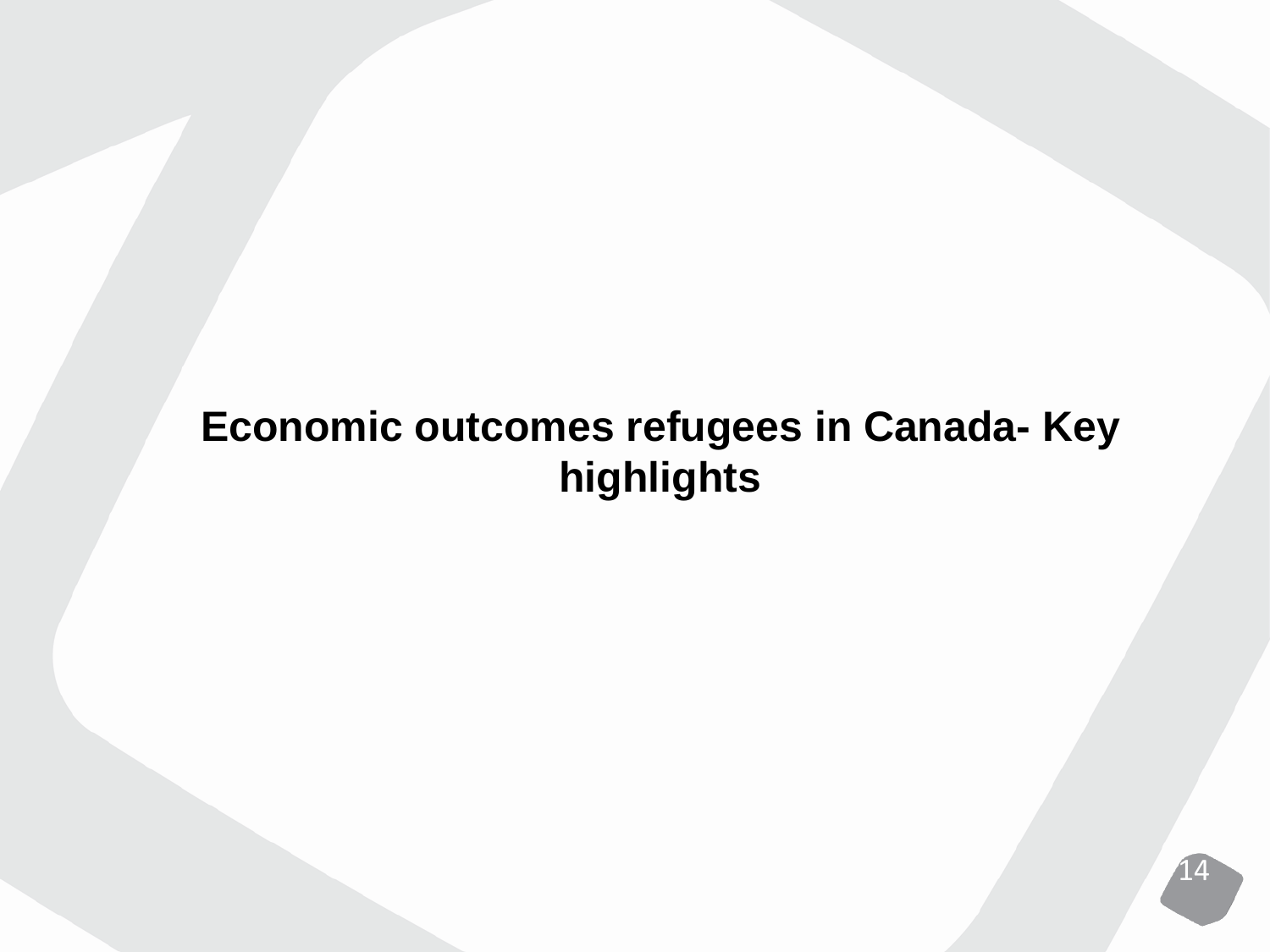# Economic outcomes refugees in Canada- Key highlights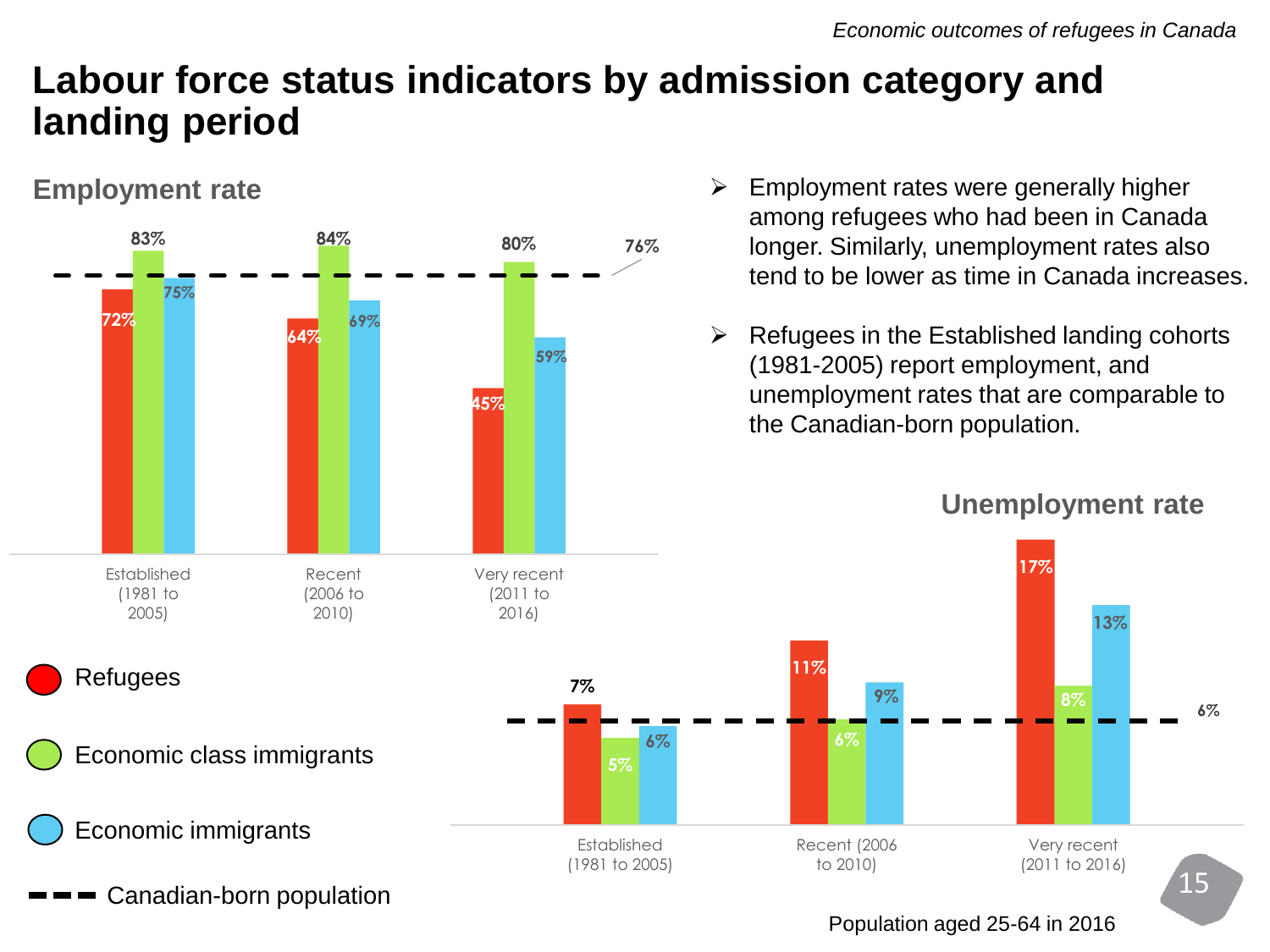# Labour force status indicators by admission category and landing period

## Employment rate

| | Refugees | Economic class immigrants | Economic immigrants |
|---|---|---|---|
| Established (1981 to 2005) | 72% | 83% | 75% |
| Recent (2006 to 2010) | 64% | 84% | 69% |
| Very recent (2011 to 2016) | 45% | 80% | 59% |

Canadian-born population: 76%

- Employment rates were generally higher among refugees who had been in Canada longer. Similarly, unemployment rates also tend to be lower as time in Canada increases.
- Refugees in the Established landing cohorts (1981-2005) report employment, and unemployment rates that are comparable to the Canadian-born population.

## Unemployment rate

| | Refugees | Economic class immigrants | Economic immigrants |
|---|---|---|---|
| Established (1981 to 2005) | 7% | 5% | 6% |
| Recent (2006 to 2010) | 11% | 6% | 9% |
| Very recent (2011 to 2016) | 17% | 8% | 13% |

Canadian-born population: 6%

Legend: Refugees; Economic class immigrants; Economic immigrants; Canadian-born population (dashed line)

Population aged 25-64 in 2016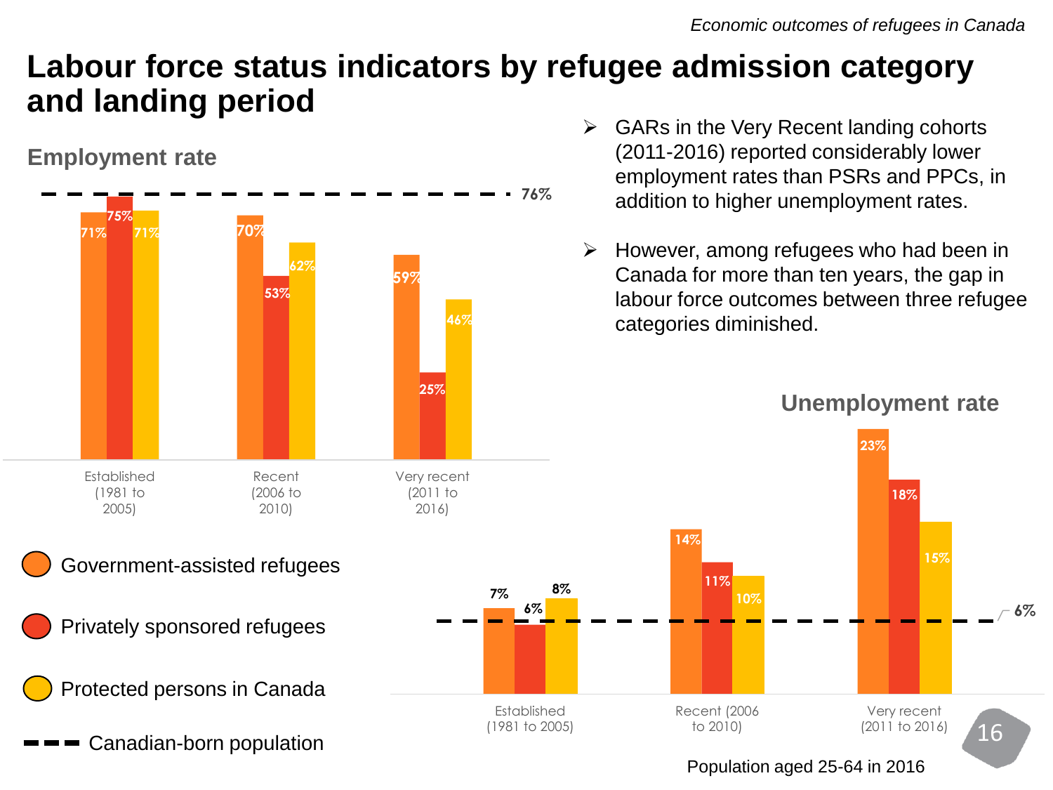# Labour force status indicators by refugee admission category and landing period

## Employment rate

| | Government-assisted refugees | Privately sponsored refugees | Protected persons in Canada |
|---|---|---|---|
| Established (1981 to 2005) | 71% | 75% | 71% |
| Recent (2006 to 2010) | 70% | 53% | 62% |
| Very recent (2011 to 2016) | 59% | 25% | 46% |

Canadian-born population: 76%

- GARs in the Very Recent landing cohorts (2011-2016) reported considerably lower employment rates than PSRs and PPCs, in addition to higher unemployment rates.
- However, among refugees who had been in Canada for more than ten years, the gap in labour force outcomes between three refugee categories diminished.

## Unemployment rate

| | Government-assisted refugees | Privately sponsored refugees | Protected persons in Canada |
|---|---|---|---|
| Established (1981 to 2005) | 7% | 6% | 8% |
| Recent (2006 to 2010) | 14% | 11% | 10% |
| Very recent (2011 to 2016) | 23% | 18% | 15% |

Canadian-born population: 6%

Population aged 25-64 in 2016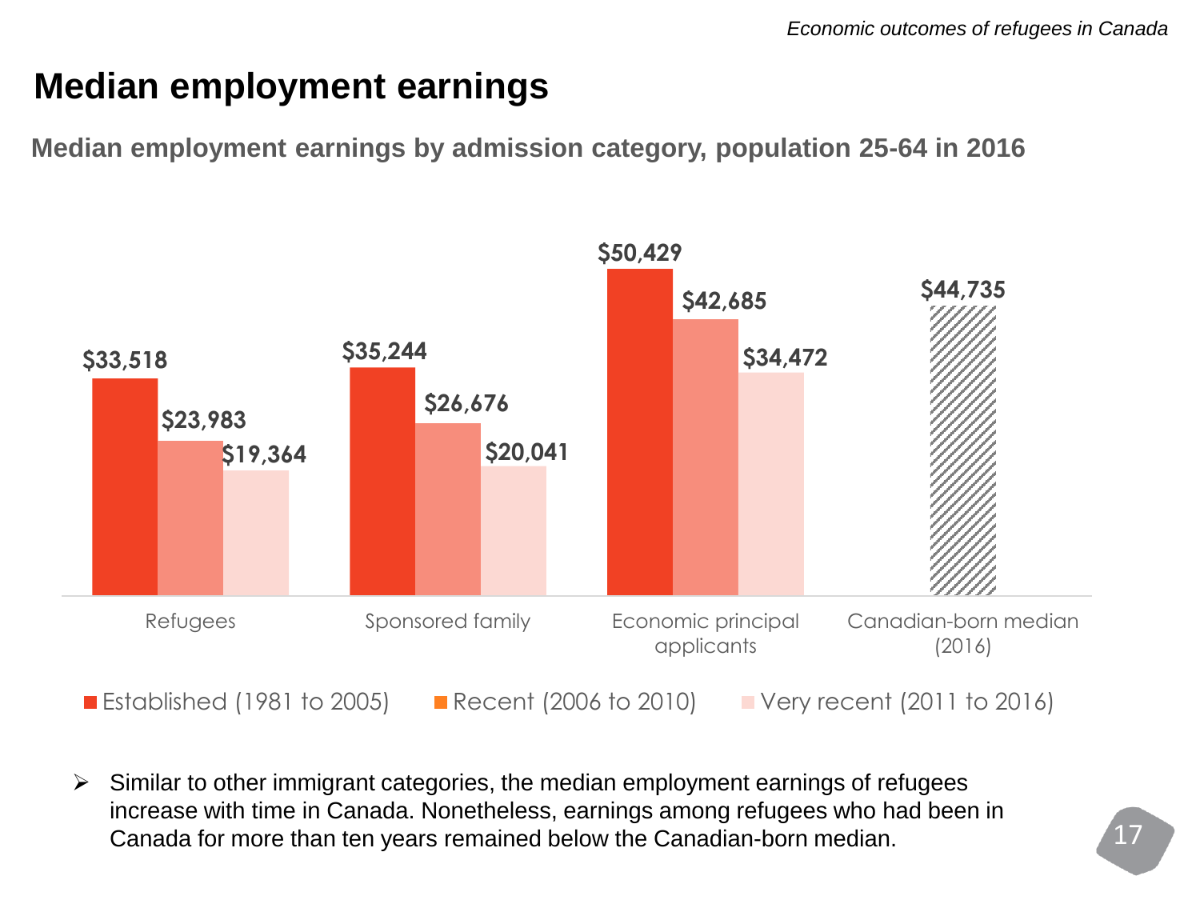# Median employment earnings

## Median employment earnings by admission category, population 25-64 in 2016

| | Established (1981 to 2005) | Recent (2006 to 2010) | Very recent (2011 to 2016) |
|---|---|---|---|
| Refugees | $33,518 | $23,983 | $19,364 |
| Sponsored family | $35,244 | $26,676 | $20,041 |
| Economic principal applicants | $50,429 | $42,685 | $34,472 |
| Canadian-born median (2016) | $44,735 | | |

- Similar to other immigrant categories, the median employment earnings of refugees increase with time in Canada. Nonetheless, earnings among refugees who had been in Canada for more than ten years remained below the Canadian-born median.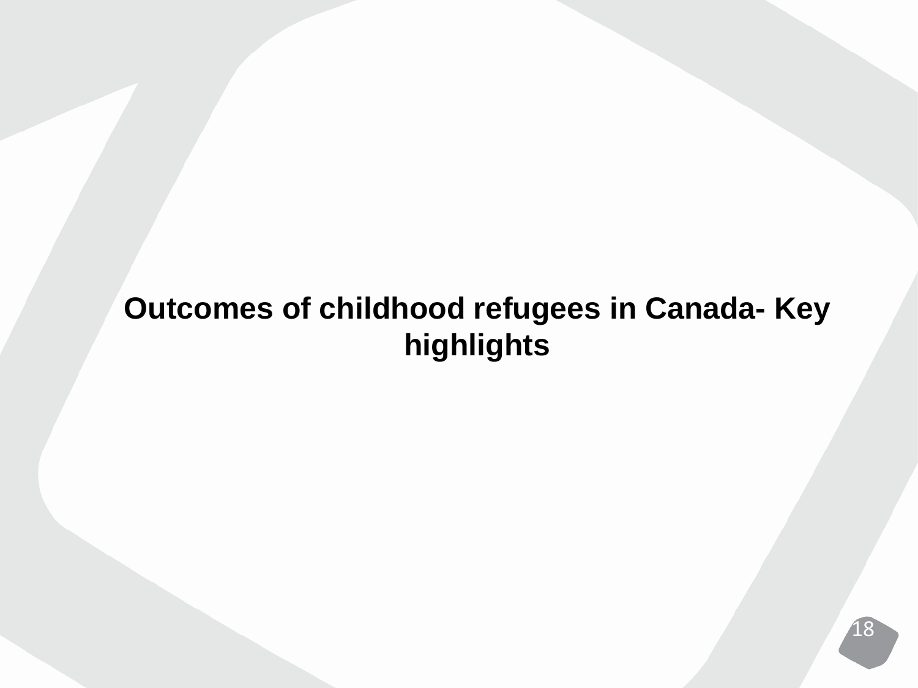# Outcomes of childhood refugees in Canada- Key highlights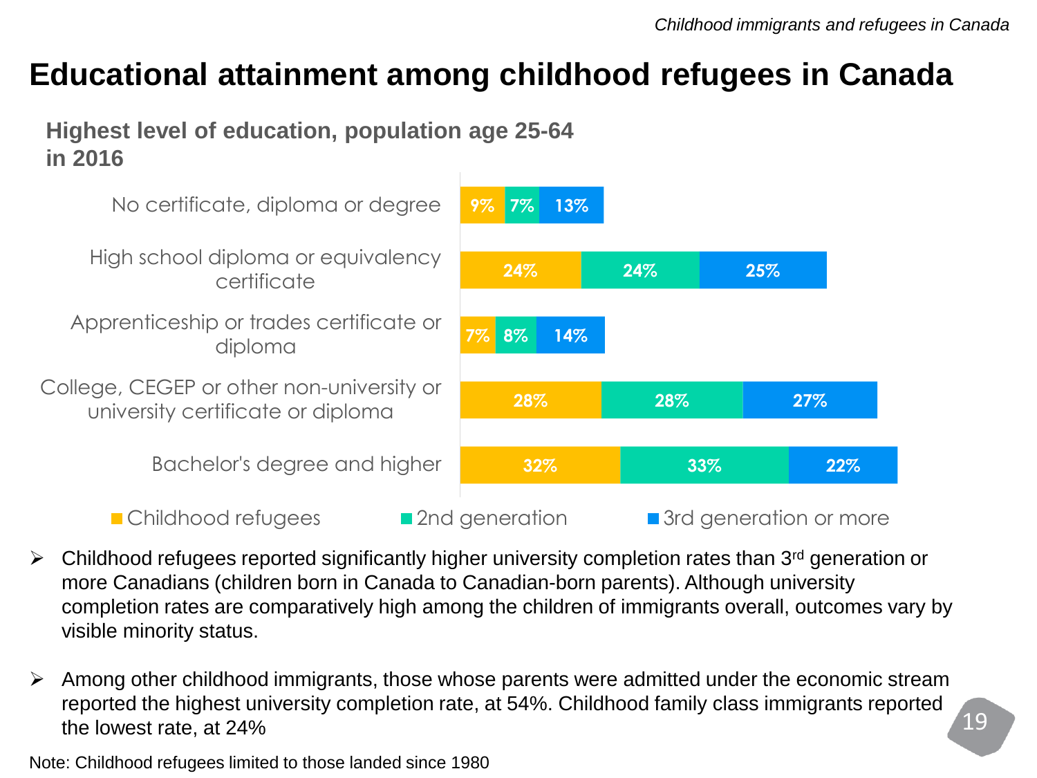# Educational attainment among childhood refugees in Canada

**Highest level of education, population age 25-64 in 2016**

| Highest level of education | Childhood refugees | 2nd generation | 3rd generation or more |
|---|---|---|---|
| No certificate, diploma or degree | 9% | 7% | 13% |
| High school diploma or equivalency certificate | 24% | 24% | 25% |
| Apprenticeship or trades certificate or diploma | 7% | 8% | 14% |
| College, CEGEP or other non-university or university certificate or diploma | 28% | 28% | 27% |
| Bachelor's degree and higher | 32% | 33% | 22% |

- Childhood refugees reported significantly higher university completion rates than 3rd generation or more Canadians (children born in Canada to Canadian-born parents). Although university completion rates are comparatively high among the children of immigrants overall, outcomes vary by visible minority status.
- Among other childhood immigrants, those whose parents were admitted under the economic stream reported the highest university completion rate, at 54%. Childhood family class immigrants reported the lowest rate, at 24%

Note: Childhood refugees limited to those landed since 1980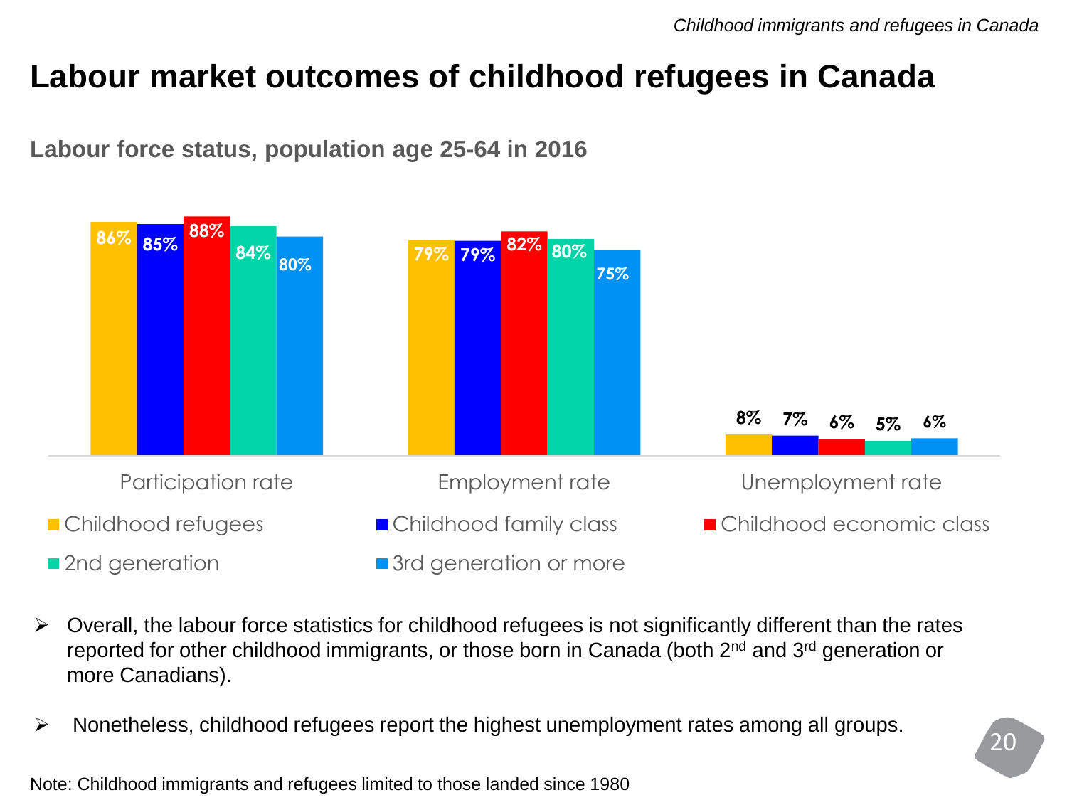# Labour market outcomes of childhood refugees in Canada

**Labour force status, population age 25-64 in 2016**

| | Childhood refugees | Childhood family class | Childhood economic class | 2nd generation | 3rd generation or more |
|---|---|---|---|---|---|
| Participation rate | 86% | 85% | 88% | 84% | 80% |
| Employment rate | 79% | 79% | 82% | 80% | 75% |
| Unemployment rate | 8% | 7% | 6% | 5% | 6% |

- Overall, the labour force statistics for childhood refugees is not significantly different than the rates reported for other childhood immigrants, or those born in Canada (both 2nd and 3rd generation or more Canadians).
- Nonetheless, childhood refugees report the highest unemployment rates among all groups.

Note: Childhood immigrants and refugees limited to those landed since 1980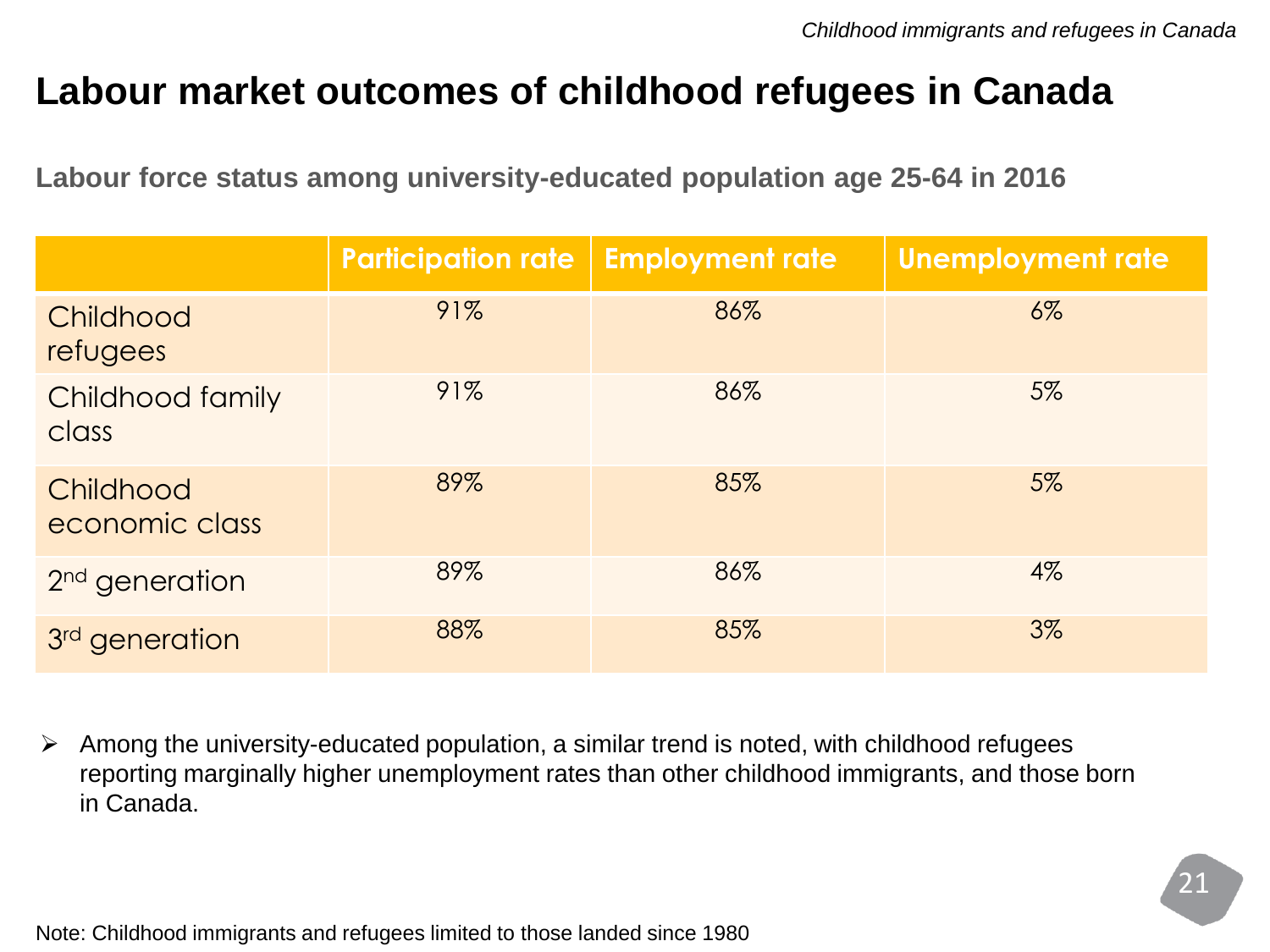# Labour market outcomes of childhood refugees in Canada

### Labour force status among university-educated population age 25-64 in 2016

| | Participation rate | Employment rate | Unemployment rate |
|---|---|---|---|
| Childhood refugees | 91% | 86% | 6% |
| Childhood family class | 91% | 86% | 5% |
| Childhood economic class | 89% | 85% | 5% |
| 2nd generation | 89% | 86% | 4% |
| 3rd generation | 88% | 85% | 3% |

- Among the university-educated population, a similar trend is noted, with childhood refugees reporting marginally higher unemployment rates than other childhood immigrants, and those born in Canada.

Note: Childhood immigrants and refugees limited to those landed since 1980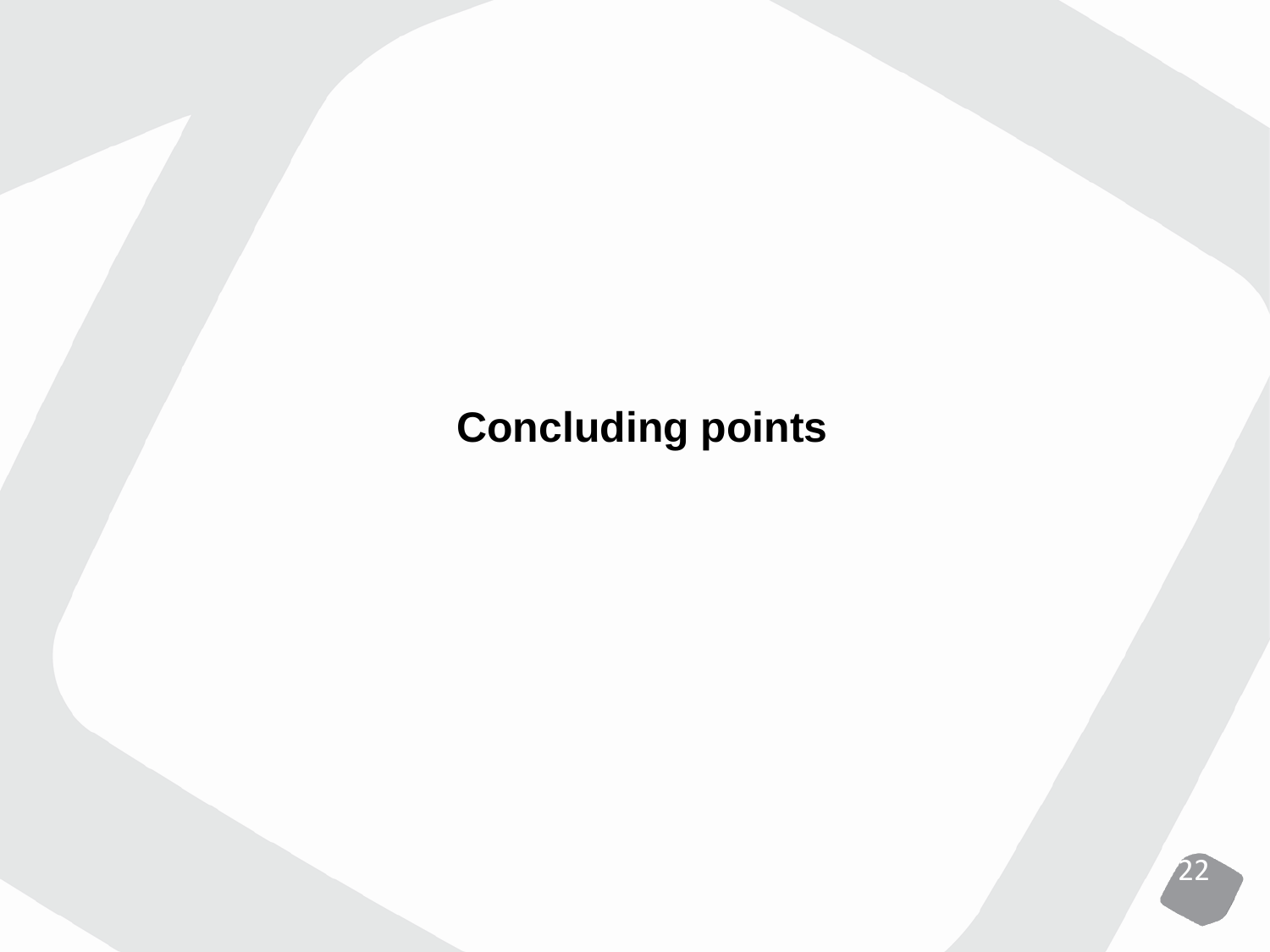**Concluding points**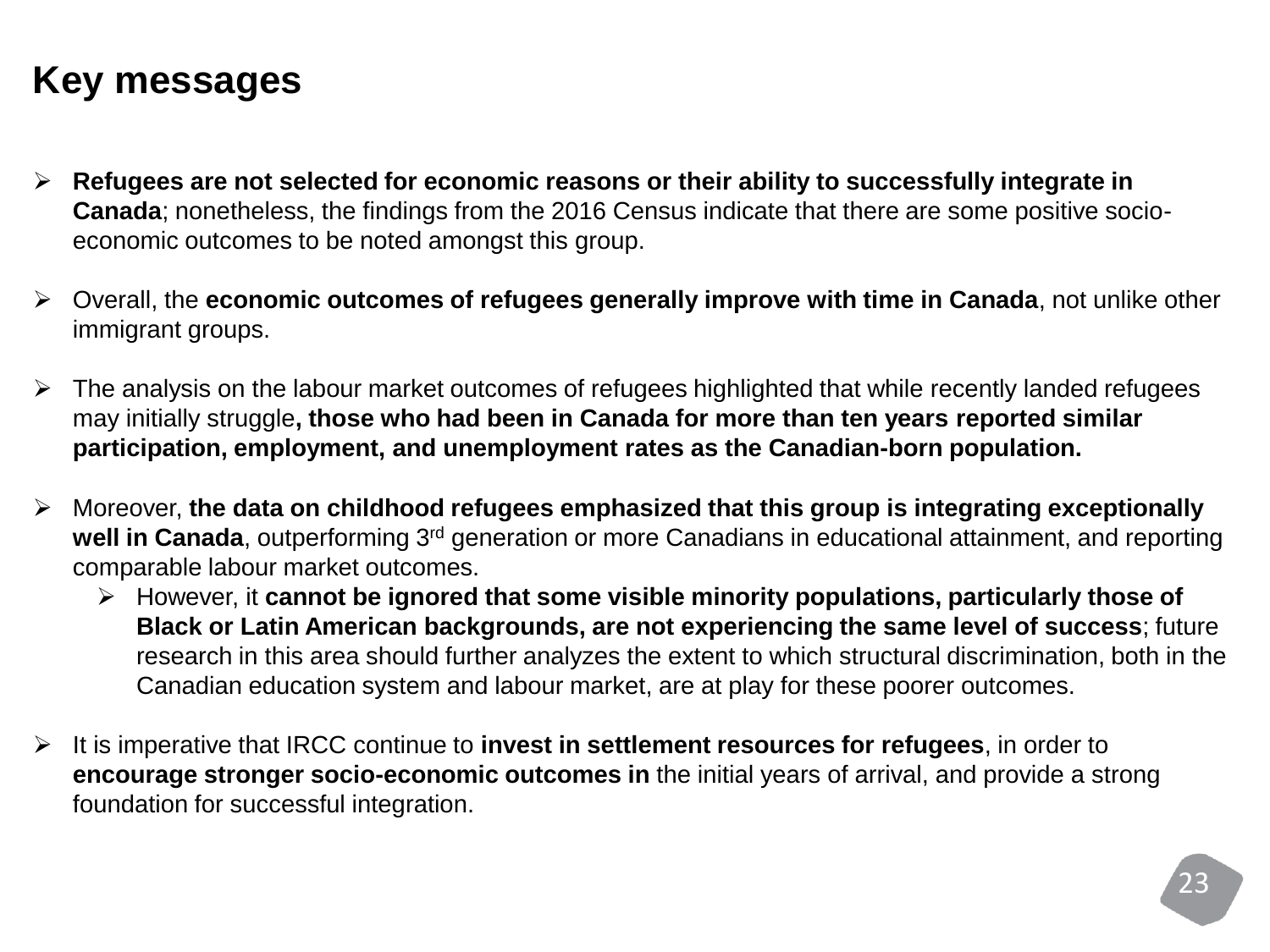# Key messages

- **Refugees are not selected for economic reasons or their ability to successfully integrate in Canada**; nonetheless, the findings from the 2016 Census indicate that there are some positive socio-economic outcomes to be noted amongst this group.

- Overall, the **economic outcomes of refugees generally improve with time in Canada**, not unlike other immigrant groups.

- The analysis on the labour market outcomes of refugees highlighted that while recently landed refugees may initially struggle**, those who had been in Canada for more than ten years reported similar participation, employment, and unemployment rates as the Canadian-born population.**

- Moreover, **the data on childhood refugees emphasized that this group is integrating exceptionally well in Canada**, outperforming 3rd generation or more Canadians in educational attainment, and reporting comparable labour market outcomes.
  - However, it **cannot be ignored that some visible minority populations, particularly those of Black or Latin American backgrounds, are not experiencing the same level of success**; future research in this area should further analyzes the extent to which structural discrimination, both in the Canadian education system and labour market, are at play for these poorer outcomes.

- It is imperative that IRCC continue to **invest in settlement resources for refugees**, in order to **encourage stronger socio-economic outcomes in** the initial years of arrival, and provide a strong foundation for successful integration.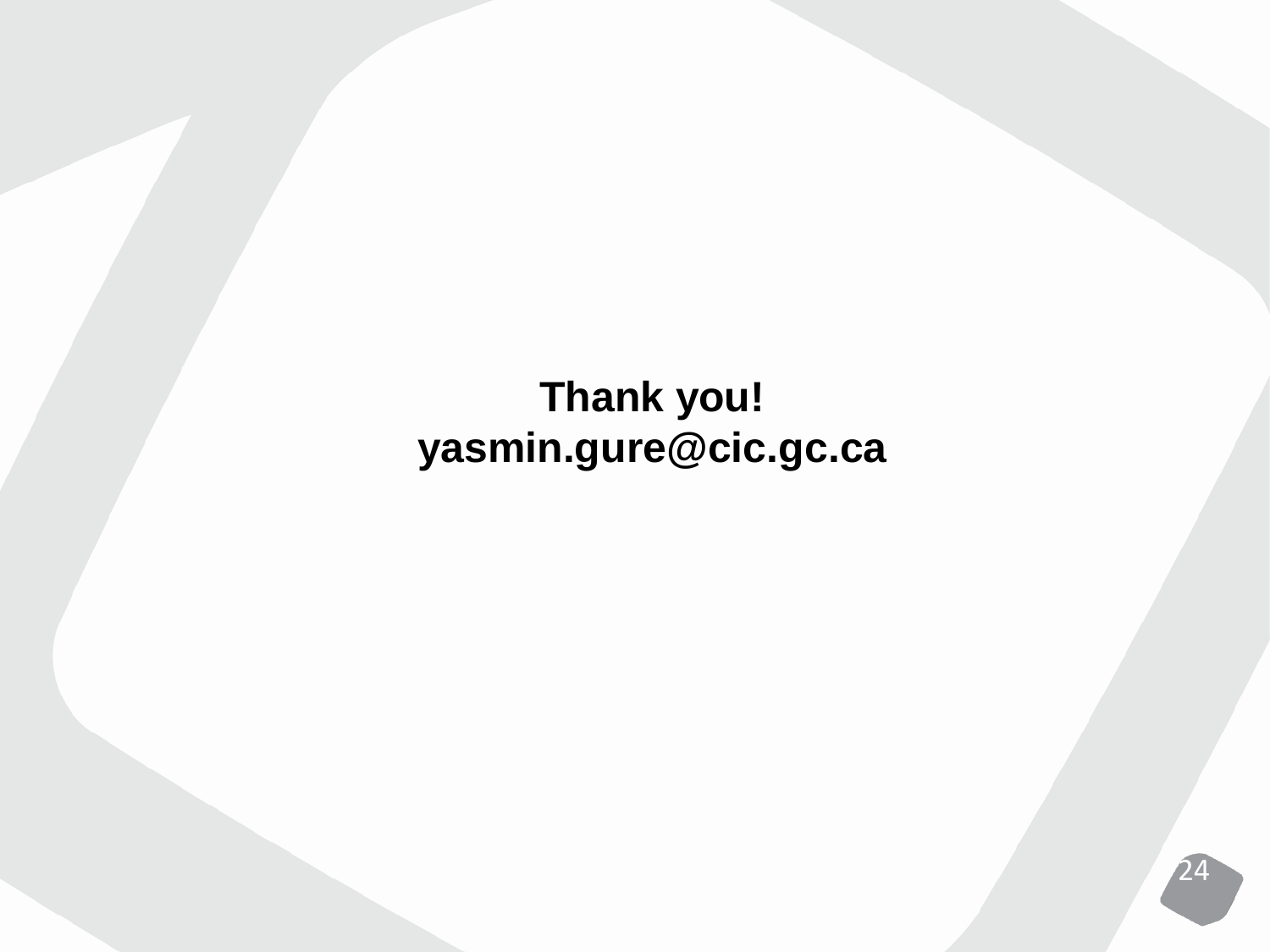**Thank you!**

**yasmin.gure@cic.gc.ca**